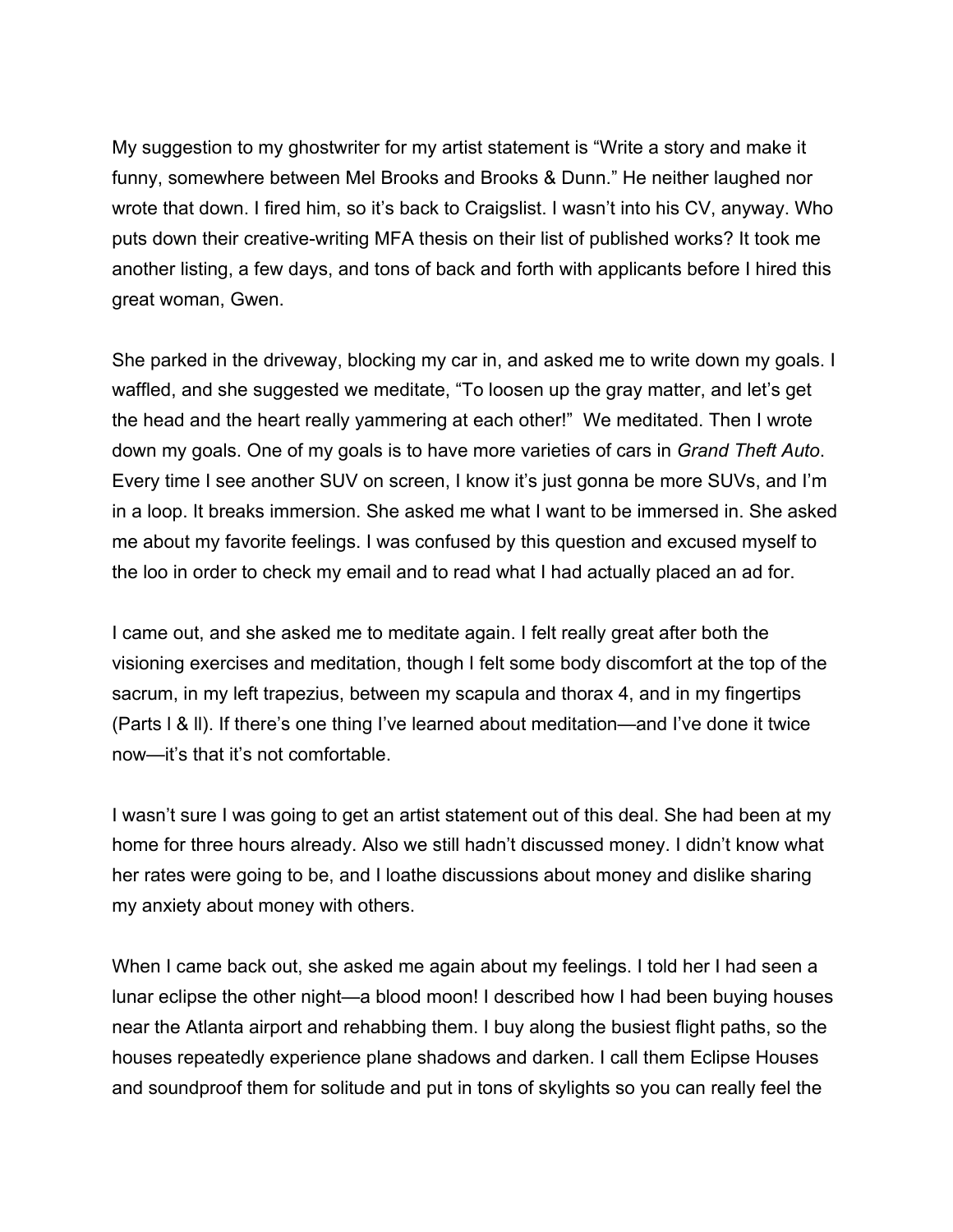My suggestion to my ghostwriter for my artist statement is "Write a story and make it funny, somewhere between Mel Brooks and Brooks & Dunn." He neither laughed nor wrote that down. I fired him, so it's back to Craigslist. I wasn't into his CV, anyway. Who puts down their creative-writing MFA thesis on their list of published works? It took me another listing, a few days, and tons of back and forth with applicants before I hired this great woman, Gwen.

She parked in the driveway, blocking my car in, and asked me to write down my goals. I waffled, and she suggested we meditate, "To loosen up the gray matter, and let's get the head and the heart really yammering at each other!" We meditated. Then I wrote down my goals. One of my goals is to have more varieties of cars in *Grand Theft Auto*. Every time I see another SUV on screen, I know it's just gonna be more SUVs, and I'm in a loop. It breaks immersion. She asked me what I want to be immersed in. She asked me about my favorite feelings. I was confused by this question and excused myself to the loo in order to check my email and to read what I had actually placed an ad for.

I came out, and she asked me to meditate again. I felt really great after both the visioning exercises and meditation, though I felt some body discomfort at the top of the sacrum, in my left trapezius, between my scapula and thorax 4, and in my fingertips (Parts I & II). If there's one thing I've learned about meditation—and I've done it twice now—it's that it's not comfortable.

I wasn't sure I was going to get an artist statement out of this deal. She had been at my home for three hours already. Also we still hadn't discussed money. I didn't know what her rates were going to be, and I loathe discussions about money and dislike sharing my anxiety about money with others.

When I came back out, she asked me again about my feelings. I told her I had seen a lunar eclipse the other night—a blood moon! I described how I had been buying houses near the Atlanta airport and rehabbing them. I buy along the busiest flight paths, so the houses repeatedly experience plane shadows and darken. I call them Eclipse Houses and soundproof them for solitude and put in tons of skylights so you can really feel the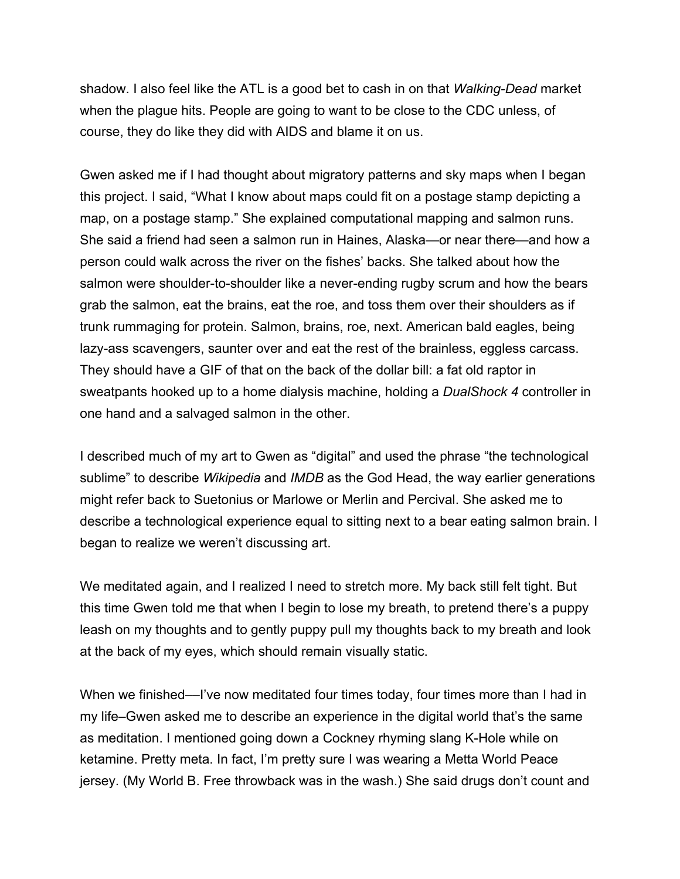shadow. I also feel like the ATL is a good bet to cash in on that *Walking-Dead* market when the plague hits. People are going to want to be close to the CDC unless, of course, they do like they did with AIDS and blame it on us.

Gwen asked me if I had thought about migratory patterns and sky maps when I began this project. I said, "What I know about maps could fit on a postage stamp depicting a map, on a postage stamp." She explained computational mapping and salmon runs. She said a friend had seen a salmon run in Haines, Alaska—or near there—and how a person could walk across the river on the fishes' backs. She talked about how the salmon were shoulder-to-shoulder like a never-ending rugby scrum and how the bears grab the salmon, eat the brains, eat the roe, and toss them over their shoulders as if trunk rummaging for protein. Salmon, brains, roe, next. American bald eagles, being lazy-ass scavengers, saunter over and eat the rest of the brainless, eggless carcass. They should have a GIF of that on the back of the dollar bill: a fat old raptor in sweatpants hooked up to a home dialysis machine, holding a *DualShock 4* controller in one hand and a salvaged salmon in the other.

I described much of my art to Gwen as "digital" and used the phrase "the technological sublime" to describe *Wikipedia* and *IMDB* as the God Head, the way earlier generations might refer back to Suetonius or Marlowe or Merlin and Percival. She asked me to describe a technological experience equal to sitting next to a bear eating salmon brain. I began to realize we weren't discussing art.

We meditated again, and I realized I need to stretch more. My back still felt tight. But this time Gwen told me that when I begin to lose my breath, to pretend there's a puppy leash on my thoughts and to gently puppy pull my thoughts back to my breath and look at the back of my eyes, which should remain visually static.

When we finished—I've now meditated four times today, four times more than I had in my life–Gwen asked me to describe an experience in the digital world that's the same as meditation. I mentioned going down a Cockney rhyming slang K-Hole while on ketamine. Pretty meta. In fact, I'm pretty sure I was wearing a Metta World Peace jersey. (My World B. Free throwback was in the wash.) She said drugs don't count and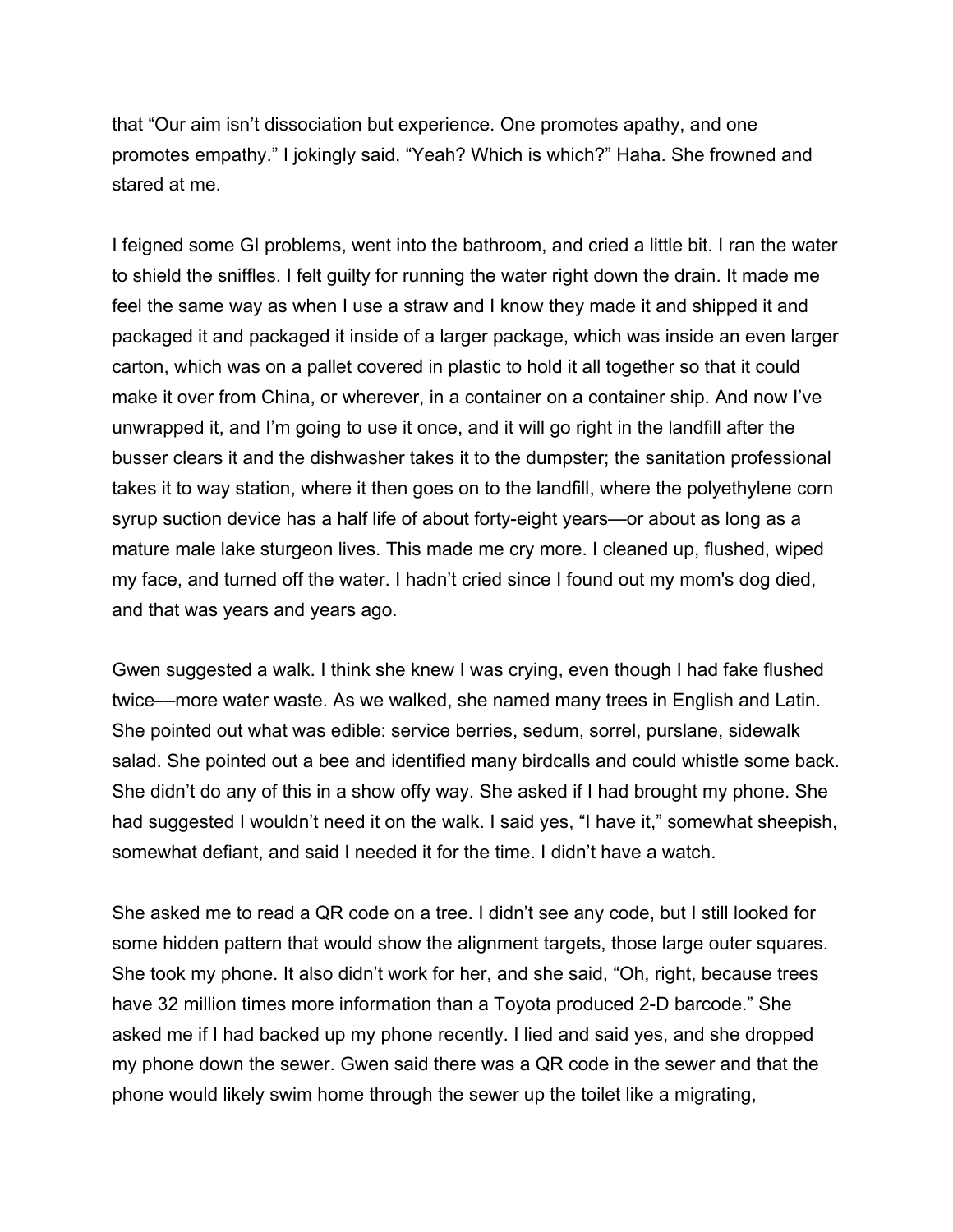that “Our aim isn’t dissociation but experience. One promotes apathy, and one promotes empathy.” I jokingly said, “Yeah? Which is which?” Haha. She frowned and stared at me.

I feigned some GI problems, went into the bathroom, and cried a little bit. I ran the water to shield the sniffles. I felt guilty for running the water right down the drain. It made me feel the same way as when I use a straw and I know they made it and shipped it and packaged it and packaged it inside of a larger package, which was inside an even larger carton, which was on a pallet covered in plastic to hold it all together so that it could make it over from China, or wherever, in a container on a container ship. And now I’ve unwrapped it, and I’m going to use it once, and it will go right in the landfill after the busser clears it and the dishwasher takes it to the dumpster; the sanitation professional takes it to way station, where it then goes on to the landfill, where the polyethylene corn syrup suction device has a half life of about forty-eight years—or about as long as a mature male lake sturgeon lives. This made me cry more. I cleaned up, flushed, wiped my face, and turned off the water. I hadn’t cried since I found out my mom's dog died, and that was years and years ago.

Gwen suggested a walk. I think she knew I was crying, even though I had fake flushed twice—more water waste. As we walked, she named many trees in English and Latin. She pointed out what was edible: service berries, sedum, sorrel, purslane, sidewalk salad. She pointed out a bee and identified many birdcalls and could whistle some back. She didn’t do any of this in a show offy way. She asked if I had brought my phone. She had suggested I wouldn’t need it on the walk. I said yes, “I have it,” somewhat sheepish, somewhat defiant, and said I needed it for the time. I didn’t have a watch.

She asked me to read a QR code on a tree. I didn’t see any code, but I still looked for some hidden pattern that would show the alignment targets, those large outer squares. She took my phone. It also didn’t work for her, and she said, “Oh, right, because trees have 32 million times more information than a Toyota produced 2-D barcode.” She asked me if I had backed up my phone recently. I lied and said yes, and she dropped my phone down the sewer. Gwen said there was a QR code in the sewer and that the phone would likely swim home through the sewer up the toilet like a migrating,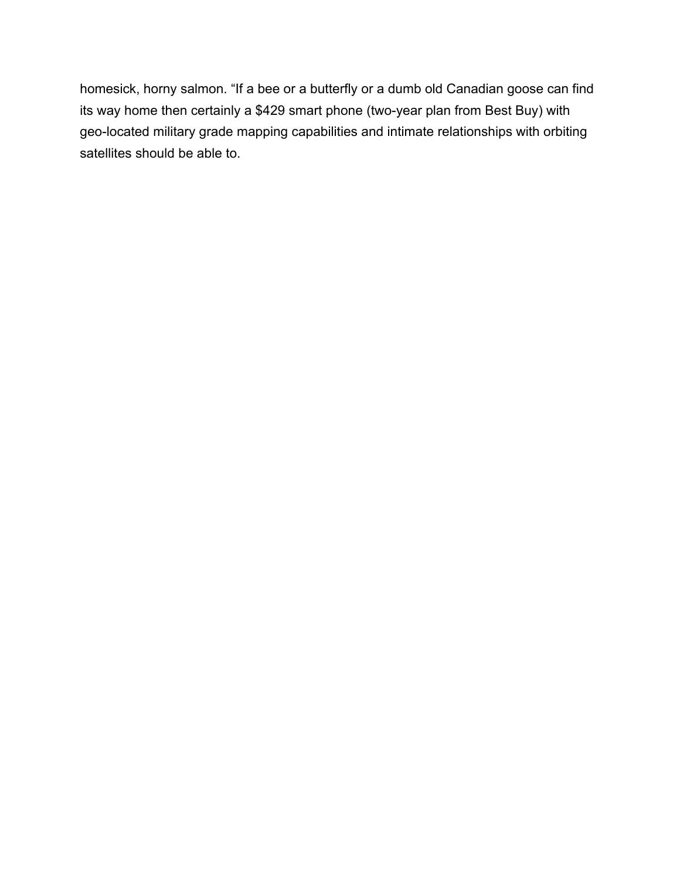homesick, horny salmon. “If a bee or a butterfly or a dumb old Canadian goose can find its way home then certainly a $429 smart phone (two-year plan from Best Buy) with geo-located military grade mapping capabilities and intimate relationships with orbiting satellites should be able to.